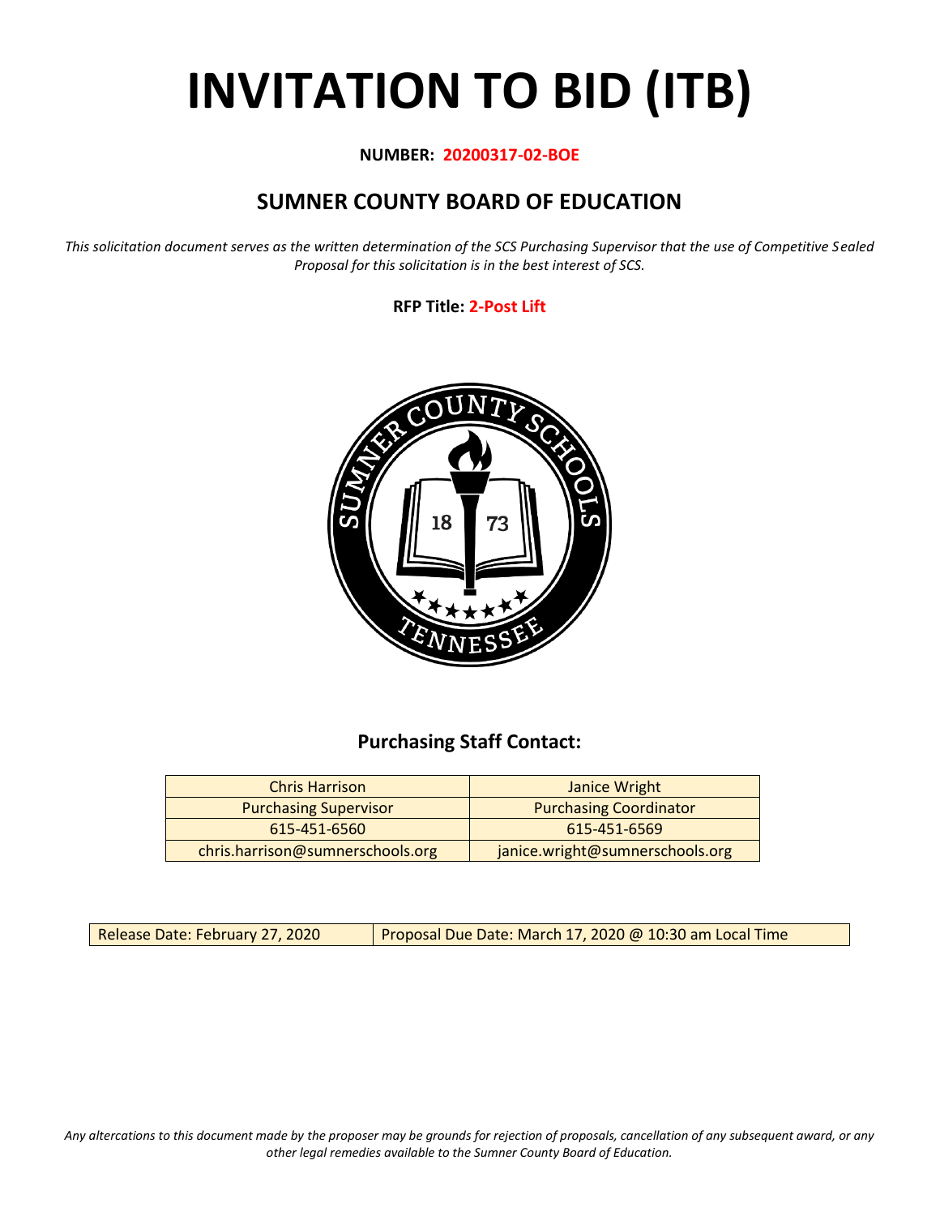# INVITATION TO BID (ITB)

**NUMBER: 20200317-02-BOE**

## SUMNER COUNTY BOARD OF EDUCATION

*This solicitation document serves as the written determination of the SCS Purchasing Supervisor that the use of Competitive Sealed Proposal for this solicitation is in the best interest of SCS.*

**RFP Title: 2-Post Lift**

### Purchasing Staff Contact:

| Chris Harrison | Janice Wright |
|---|---|
| Purchasing Supervisor | Purchasing Coordinator |
| 615-451-6560 | 615-451-6569 |
| chris.harrison@sumnerschools.org | janice.wright@sumnerschools.org |

| Release Date: February 27, 2020 | Proposal Due Date: March 17, 2020 @ 10:30 am Local Time |
|---|---|

*Any altercations to this document made by the proposer may be grounds for rejection of proposals, cancellation of any subsequent award, or any other legal remedies available to the Sumner County Board of Education.*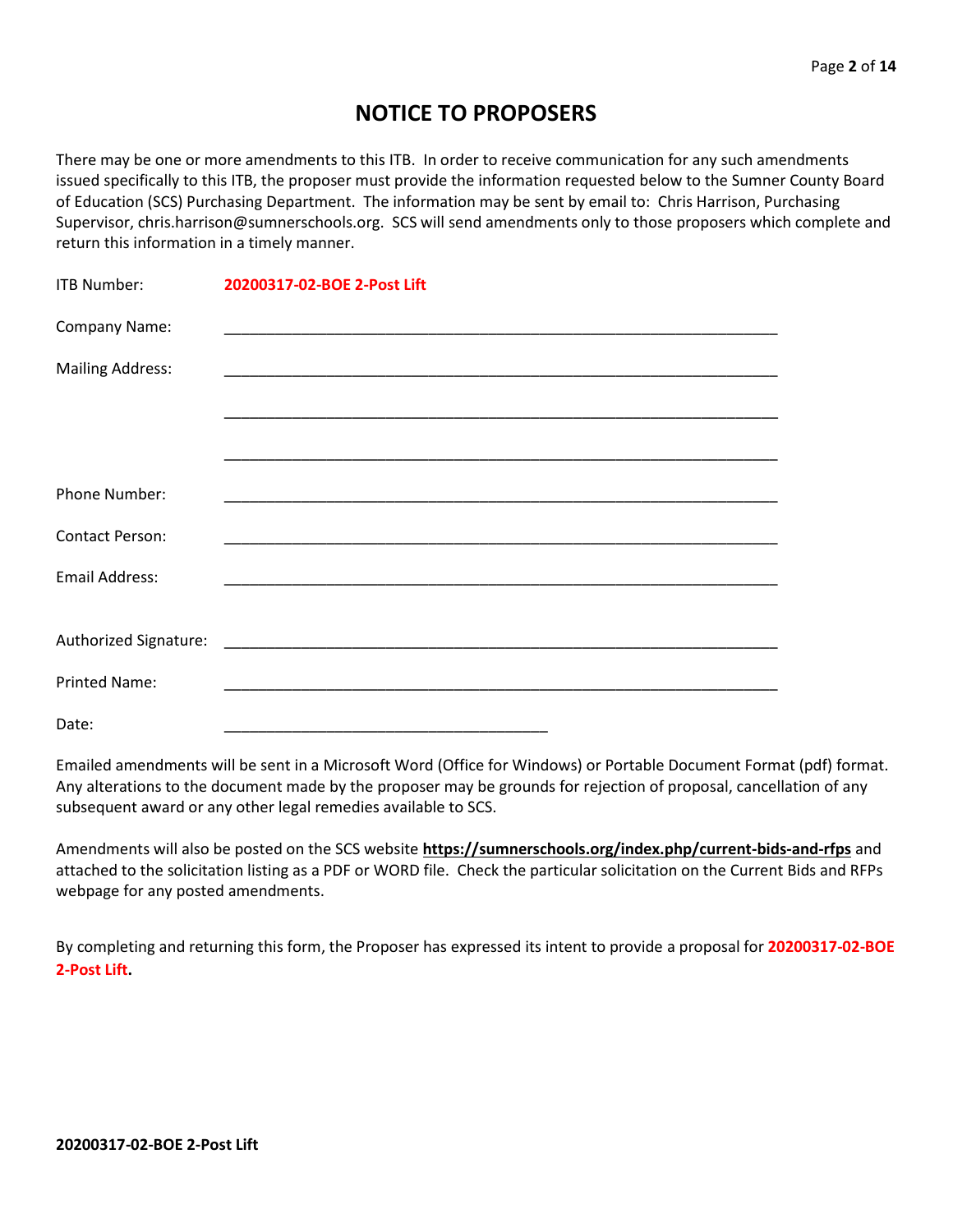# NOTICE TO PROPOSERS

There may be one or more amendments to this ITB. In order to receive communication for any such amendments issued specifically to this ITB, the proposer must provide the information requested below to the Sumner County Board of Education (SCS) Purchasing Department. The information may be sent by email to: Chris Harrison, Purchasing Supervisor, chris.harrison@sumnerschools.org. SCS will send amendments only to those proposers which complete and return this information in a timely manner.

ITB Number: **20200317-02-BOE 2-Post Lift**

Company Name: ___________________________________________________________________

Mailing Address: ___________________________________________________________________

___________________________________________________________________

___________________________________________________________________

Phone Number: ___________________________________________________________________

Contact Person: ___________________________________________________________________

Email Address: ___________________________________________________________________

Authorized Signature: ___________________________________________________________________

Printed Name: ___________________________________________________________________

Date: _______________________________________

Emailed amendments will be sent in a Microsoft Word (Office for Windows) or Portable Document Format (pdf) format. Any alterations to the document made by the proposer may be grounds for rejection of proposal, cancellation of any subsequent award or any other legal remedies available to SCS.

Amendments will also be posted on the SCS website **https://sumnerschools.org/index.php/current-bids-and-rfps** and attached to the solicitation listing as a PDF or WORD file. Check the particular solicitation on the Current Bids and RFPs webpage for any posted amendments.

By completing and returning this form, the Proposer has expressed its intent to provide a proposal for **20200317-02-BOE 2-Post Lift.**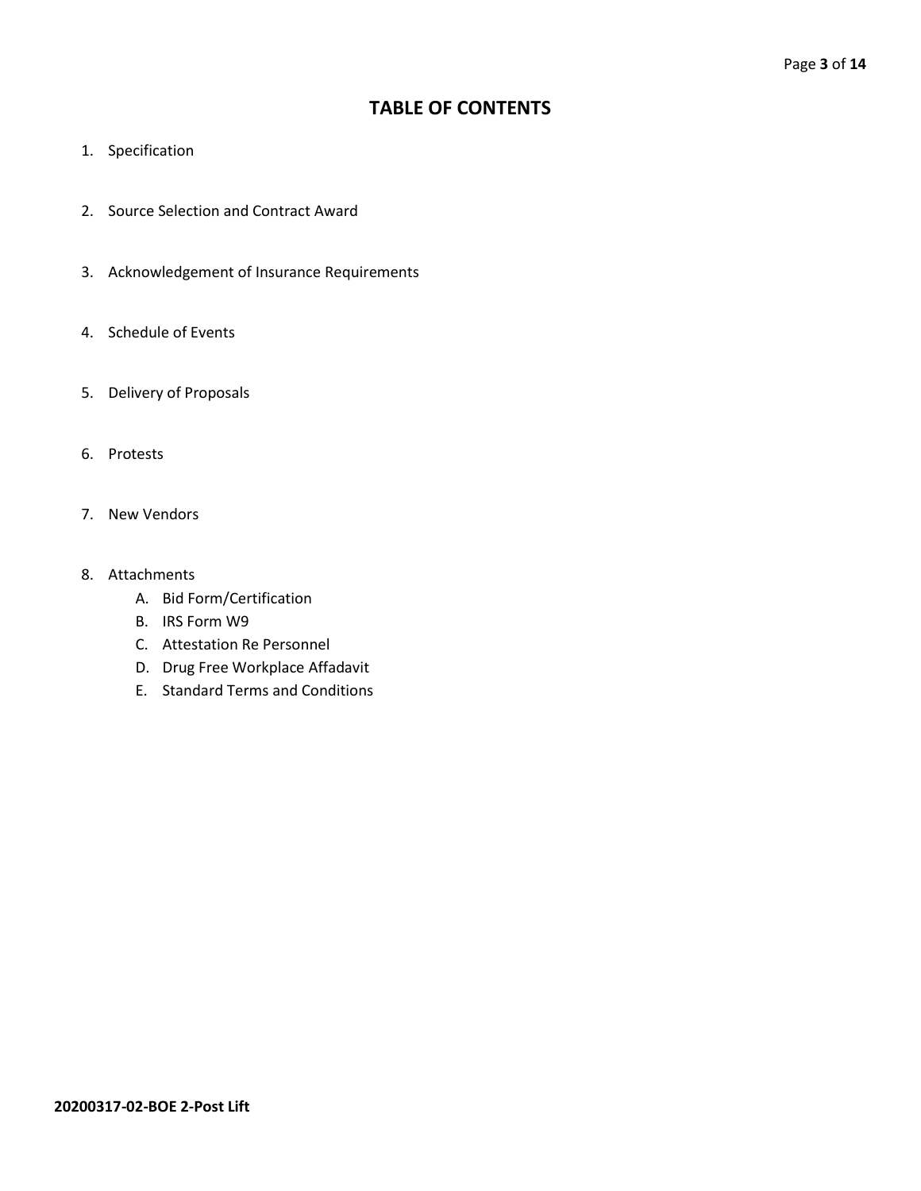# TABLE OF CONTENTS

1. Specification

2. Source Selection and Contract Award

3. Acknowledgement of Insurance Requirements

4. Schedule of Events

5. Delivery of Proposals

6. Protests

7. New Vendors

8. Attachments
   A. Bid Form/Certification
   B. IRS Form W9
   C. Attestation Re Personnel
   D. Drug Free Workplace Affadavit
   E. Standard Terms and Conditions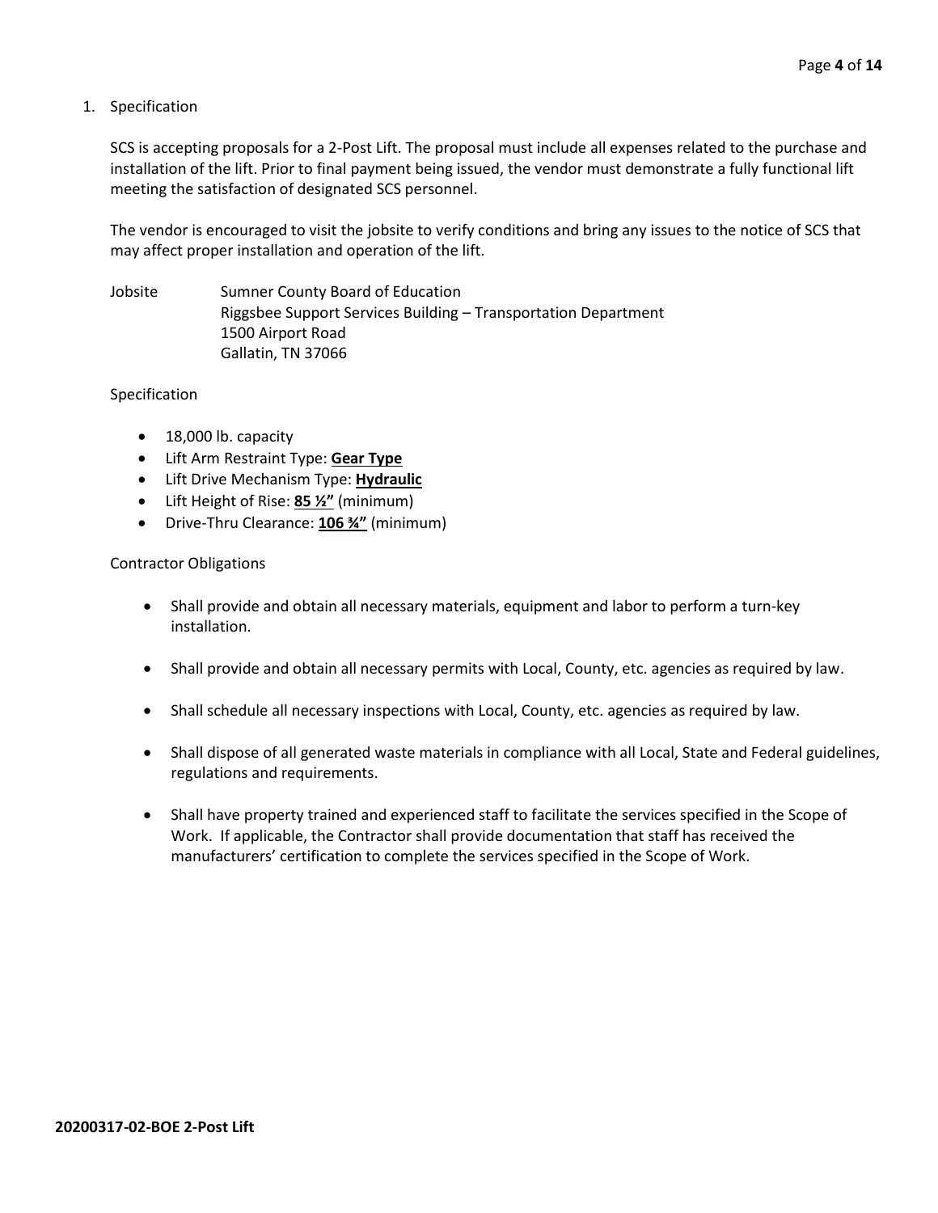1. Specification

SCS is accepting proposals for a 2-Post Lift. The proposal must include all expenses related to the purchase and installation of the lift. Prior to final payment being issued, the vendor must demonstrate a fully functional lift meeting the satisfaction of designated SCS personnel.

The vendor is encouraged to visit the jobsite to verify conditions and bring any issues to the notice of SCS that may affect proper installation and operation of the lift.

Jobsite Sumner County Board of Education
Riggsbee Support Services Building – Transportation Department
1500 Airport Road
Gallatin, TN 37066

Specification

- 18,000 lb. capacity
- Lift Arm Restraint Type: **Gear Type**
- Lift Drive Mechanism Type: **Hydraulic**
- Lift Height of Rise: **85 ½"** (minimum)
- Drive-Thru Clearance: **106 ¾"** (minimum)

Contractor Obligations

- Shall provide and obtain all necessary materials, equipment and labor to perform a turn-key installation.
- Shall provide and obtain all necessary permits with Local, County, etc. agencies as required by law.
- Shall schedule all necessary inspections with Local, County, etc. agencies as required by law.
- Shall dispose of all generated waste materials in compliance with all Local, State and Federal guidelines, regulations and requirements.
- Shall have property trained and experienced staff to facilitate the services specified in the Scope of Work. If applicable, the Contractor shall provide documentation that staff has received the manufacturers' certification to complete the services specified in the Scope of Work.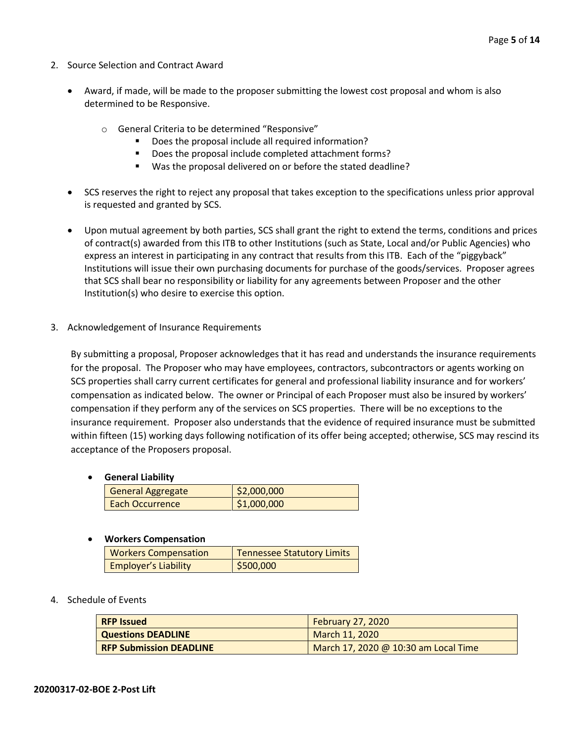2. Source Selection and Contract Award

   - Award, if made, will be made to the proposer submitting the lowest cost proposal and whom is also determined to be Responsive.
     - General Criteria to be determined "Responsive"
       - Does the proposal include all required information?
       - Does the proposal include completed attachment forms?
       - Was the proposal delivered on or before the stated deadline?
   - SCS reserves the right to reject any proposal that takes exception to the specifications unless prior approval is requested and granted by SCS.
   - Upon mutual agreement by both parties, SCS shall grant the right to extend the terms, conditions and prices of contract(s) awarded from this ITB to other Institutions (such as State, Local and/or Public Agencies) who express an interest in participating in any contract that results from this ITB. Each of the "piggyback" Institutions will issue their own purchasing documents for purchase of the goods/services. Proposer agrees that SCS shall bear no responsibility or liability for any agreements between Proposer and the other Institution(s) who desire to exercise this option.

3. Acknowledgement of Insurance Requirements

   By submitting a proposal, Proposer acknowledges that it has read and understands the insurance requirements for the proposal. The Proposer who may have employees, contractors, subcontractors or agents working on SCS properties shall carry current certificates for general and professional liability insurance and for workers' compensation as indicated below. The owner or Principal of each Proposer must also be insured by workers' compensation if they perform any of the services on SCS properties. There will be no exceptions to the insurance requirement. Proposer also understands that the evidence of required insurance must be submitted within fifteen (15) working days following notification of its offer being accepted; otherwise, SCS may rescind its acceptance of the Proposers proposal.

   - **General Liability**

   | General Aggregate | $2,000,000 |
   |---|---|
   | Each Occurrence | $1,000,000 |

   - **Workers Compensation**

   | Workers Compensation | Tennessee Statutory Limits |
   |---|---|
   | Employer's Liability | $500,000 |

4. Schedule of Events

| **RFP Issued** | February 27, 2020 |
|---|---|
| **Questions DEADLINE** | March 11, 2020 |
| **RFP Submission DEADLINE** | March 17, 2020 @ 10:30 am Local Time |

**20200317-02-BOE 2-Post Lift**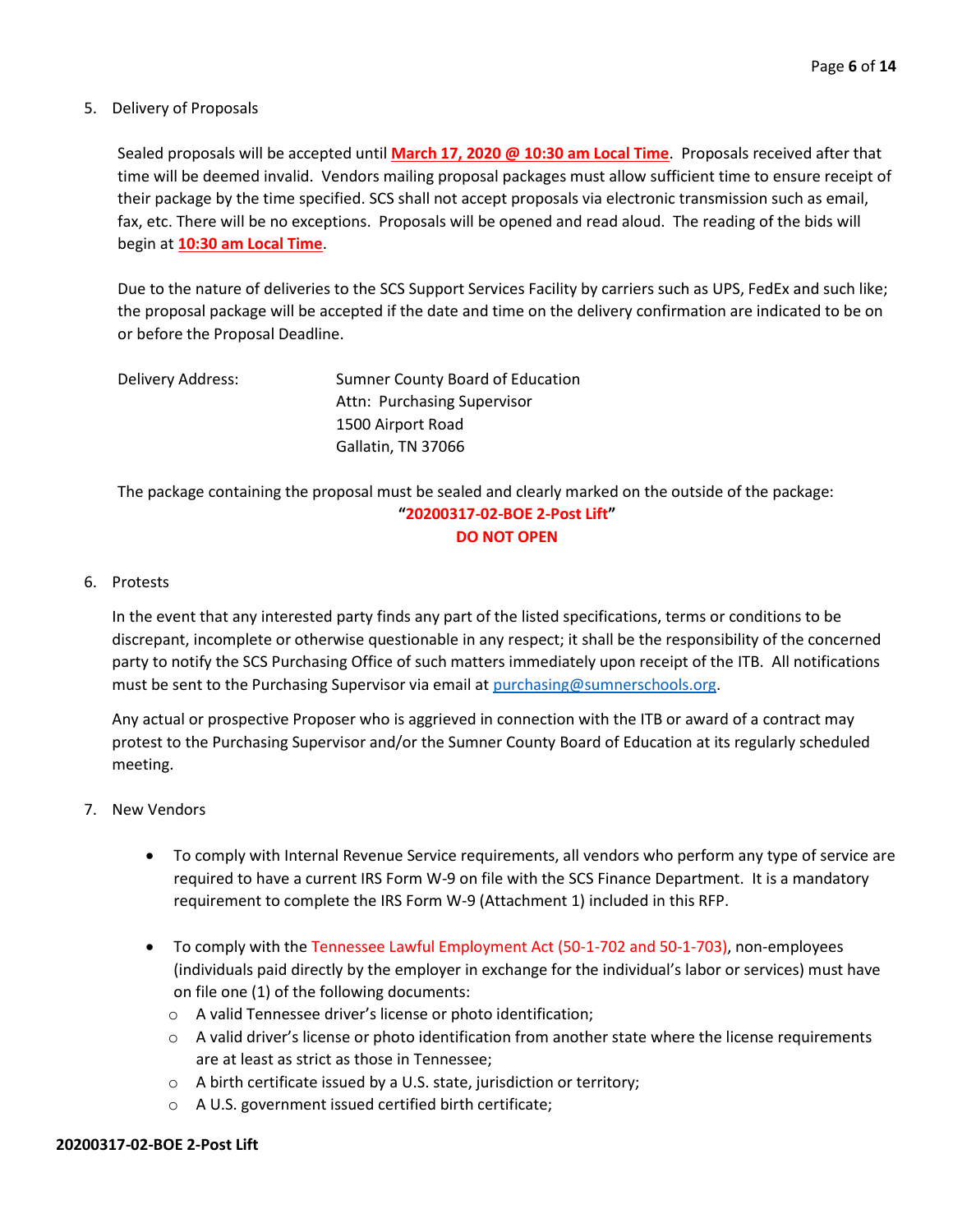5. Delivery of Proposals

   Sealed proposals will be accepted until **March 17, 2020 @ 10:30 am Local Time**. Proposals received after that time will be deemed invalid. Vendors mailing proposal packages must allow sufficient time to ensure receipt of their package by the time specified. SCS shall not accept proposals via electronic transmission such as email, fax, etc. There will be no exceptions. Proposals will be opened and read aloud. The reading of the bids will begin at **10:30 am Local Time**.

   Due to the nature of deliveries to the SCS Support Services Facility by carriers such as UPS, FedEx and such like; the proposal package will be accepted if the date and time on the delivery confirmation are indicated to be on or before the Proposal Deadline.

   Delivery Address: Sumner County Board of Education
   Attn: Purchasing Supervisor
   1500 Airport Road
   Gallatin, TN 37066

   The package containing the proposal must be sealed and clearly marked on the outside of the package:

   **"20200317-02-BOE 2-Post Lift"**
   **DO NOT OPEN**

6. Protests

   In the event that any interested party finds any part of the listed specifications, terms or conditions to be discrepant, incomplete or otherwise questionable in any respect; it shall be the responsibility of the concerned party to notify the SCS Purchasing Office of such matters immediately upon receipt of the ITB. All notifications must be sent to the Purchasing Supervisor via email at purchasing@sumnerschools.org.

   Any actual or prospective Proposer who is aggrieved in connection with the ITB or award of a contract may protest to the Purchasing Supervisor and/or the Sumner County Board of Education at its regularly scheduled meeting.

7. New Vendors

   - To comply with Internal Revenue Service requirements, all vendors who perform any type of service are required to have a current IRS Form W-9 on file with the SCS Finance Department. It is a mandatory requirement to complete the IRS Form W-9 (Attachment 1) included in this RFP.
   - To comply with the Tennessee Lawful Employment Act (50-1-702 and 50-1-703), non-employees (individuals paid directly by the employer in exchange for the individual's labor or services) must have on file one (1) of the following documents:
     - A valid Tennessee driver's license or photo identification;
     - A valid driver's license or photo identification from another state where the license requirements are at least as strict as those in Tennessee;
     - A birth certificate issued by a U.S. state, jurisdiction or territory;
     - A U.S. government issued certified birth certificate;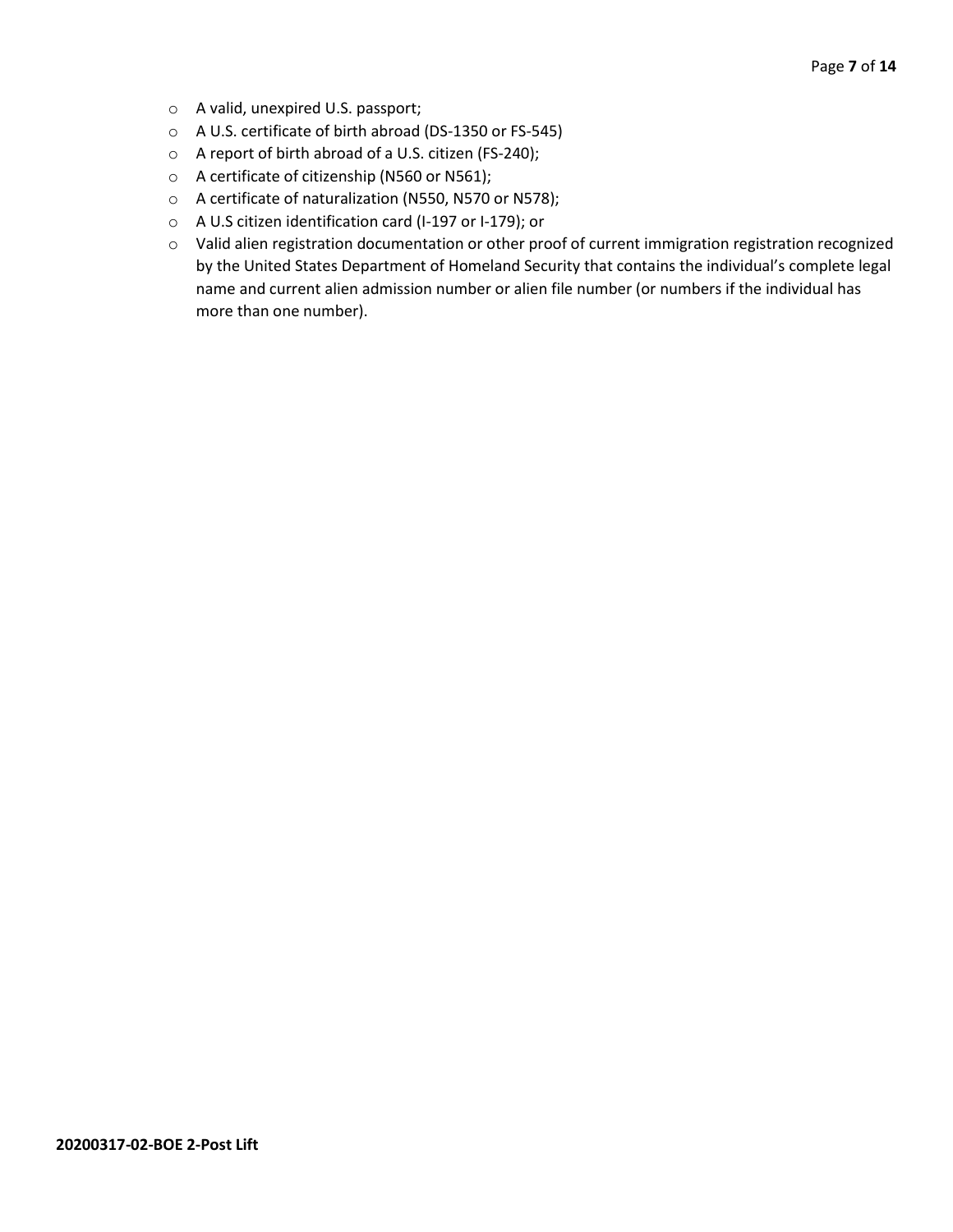- A valid, unexpired U.S. passport;
- A U.S. certificate of birth abroad (DS-1350 or FS-545)
- A report of birth abroad of a U.S. citizen (FS-240);
- A certificate of citizenship (N560 or N561);
- A certificate of naturalization (N550, N570 or N578);
- A U.S citizen identification card (I-197 or I-179); or
- Valid alien registration documentation or other proof of current immigration registration recognized by the United States Department of Homeland Security that contains the individual's complete legal name and current alien admission number or alien file number (or numbers if the individual has more than one number).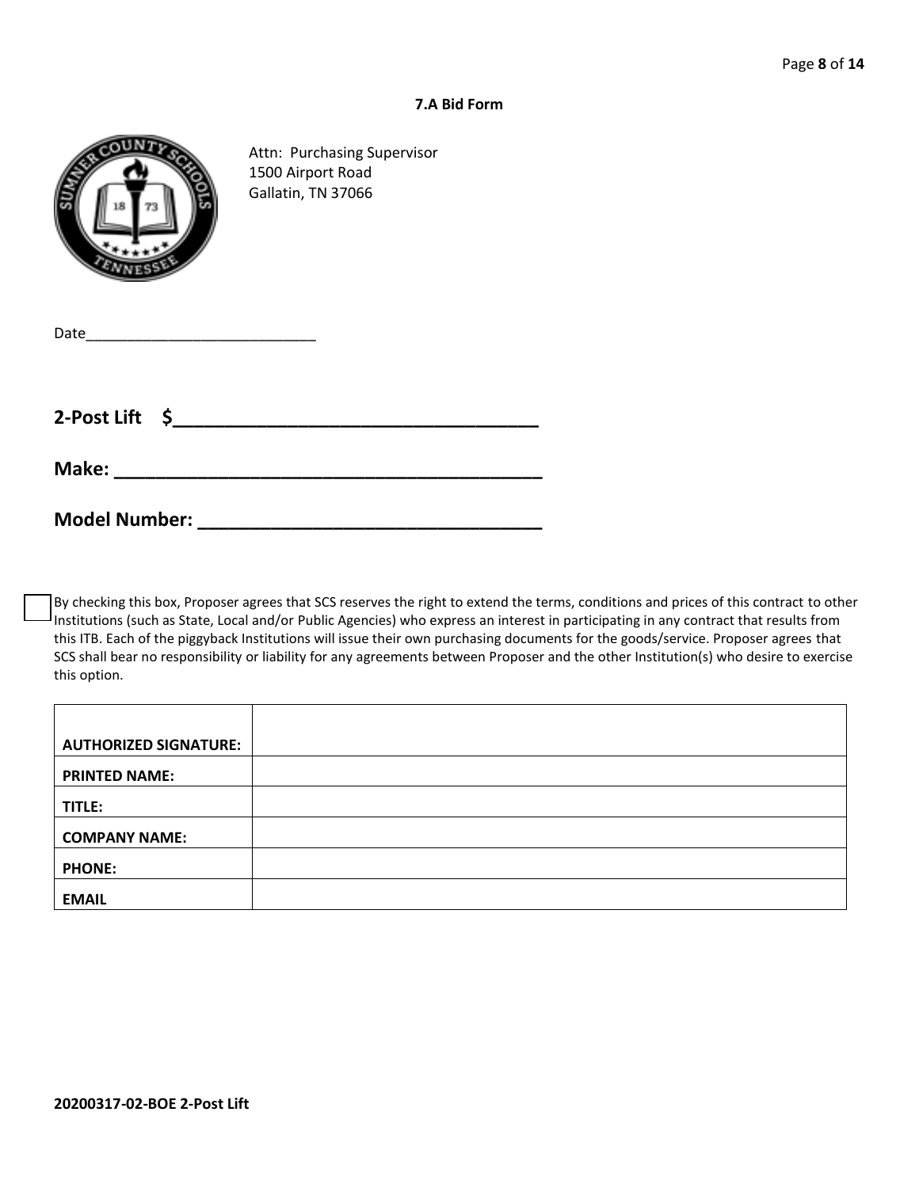### 7.A Bid Form

Attn: Purchasing Supervisor
1500 Airport Road
Gallatin, TN 37066

Date_____________________________

**2-Post Lift $___________________________________**

**Make: _________________________________________**

**Model Number: _________________________________**

☐ By checking this box, Proposer agrees that SCS reserves the right to extend the terms, conditions and prices of this contract to other Institutions (such as State, Local and/or Public Agencies) who express an interest in participating in any contract that results from this ITB. Each of the piggyback Institutions will issue their own purchasing documents for the goods/service. Proposer agrees that SCS shall bear no responsibility or liability for any agreements between Proposer and the other Institution(s) who desire to exercise this option.

| | |
|---|---|
| **AUTHORIZED SIGNATURE:** | |
| **PRINTED NAME:** | |
| **TITLE:** | |
| **COMPANY NAME:** | |
| **PHONE:** | |
| **EMAIL** | |

**20200317-02-BOE 2-Post Lift**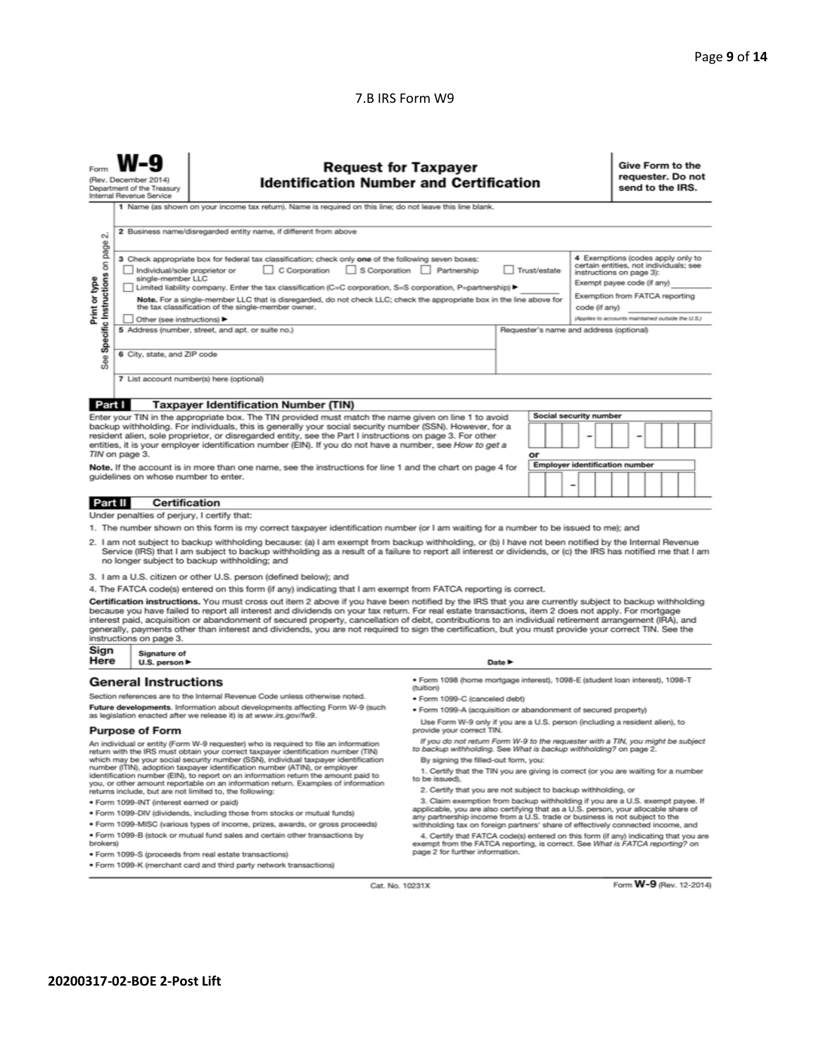7.B IRS Form W9

Form **W-9**
(Rev. December 2014)
Department of the Treasury
Internal Revenue Service

# Request for Taxpayer Identification Number and Certification

**Give Form to the requester. Do not send to the IRS.**

Print or type
See **Specific Instructions** on page 2.

1 Name (as shown on your income tax return). Name is required on this line; do not leave this line blank.

2 Business name/disregarded entity name, if different from above

3 Check appropriate box for federal tax classification; check only **one** of the following seven boxes:
☐ Individual/sole proprietor or single-member LLC ☐ C Corporation ☐ S Corporation ☐ Partnership ☐ Trust/estate
☐ Limited liability company. Enter the tax classification (C=C corporation, S=S corporation, P=partnership) ▶ ________
**Note.** For a single-member LLC that is disregarded, do not check LLC; check the appropriate box in the line above for the tax classification of the single-member owner.
☐ Other (see instructions) ▶

4 Exemptions (codes apply only to certain entities, not individuals; see instructions on page 3):
Exempt payee code (if any) ________
Exemption from FATCA reporting code (if any) ________
*(Applies to accounts maintained outside the U.S.)*

5 Address (number, street, and apt. or suite no.)

Requester's name and address (optional)

6 City, state, and ZIP code

7 List account number(s) here (optional)

## Part I Taxpayer Identification Number (TIN)

Enter your TIN in the appropriate box. The TIN provided must match the name given on line 1 to avoid backup withholding. For individuals, this is generally your social security number (SSN). However, for a resident alien, sole proprietor, or disregarded entity, see the Part I instructions on page 3. For other entities, it is your employer identification number (EIN). If you do not have a number, see *How to get a TIN* on page 3.

**Note.** If the account is in more than one name, see the instructions for line 1 and the chart on page 4 for guidelines on whose number to enter.

**Social security number**
☐☐☐ – ☐☐ – ☐☐☐☐

**or**

**Employer identification number**
☐☐ – ☐☐☐☐☐☐☐

## Part II Certification

Under penalties of perjury, I certify that:

1. The number shown on this form is my correct taxpayer identification number (or I am waiting for a number to be issued to me); and
2. I am not subject to backup withholding because: (a) I am exempt from backup withholding, or (b) I have not been notified by the Internal Revenue Service (IRS) that I am subject to backup withholding as a result of a failure to report all interest or dividends, or (c) the IRS has notified me that I am no longer subject to backup withholding; and
3. I am a U.S. citizen or other U.S. person (defined below); and
4. The FATCA code(s) entered on this form (if any) indicating that I am exempt from FATCA reporting is correct.

**Certification instructions.** You must cross out item 2 above if you have been notified by the IRS that you are currently subject to backup withholding because you have failed to report all interest and dividends on your tax return. For real estate transactions, item 2 does not apply. For mortgage interest paid, acquisition or abandonment of secured property, cancellation of debt, contributions to an individual retirement arrangement (IRA), and generally, payments other than interest and dividends, you are not required to sign the certification, but you must provide your correct TIN. See the instructions on page 3.

**Sign Here** Signature of U.S. person ▶ Date ▶

## General Instructions

Section references are to the Internal Revenue Code unless otherwise noted.

**Future developments.** Information about developments affecting Form W-9 (such as legislation enacted after we release it) is at *www.irs.gov/fw9*.

### Purpose of Form

An individual or entity (Form W-9 requester) who is required to file an information return with the IRS must obtain your correct taxpayer identification number (TIN) which may be your social security number (SSN), individual taxpayer identification number (ITIN), adoption taxpayer identification number (ATIN), or employer identification number (EIN), to report on an information return the amount paid to you, or other amount reportable on an information return. Examples of information returns include, but are not limited to, the following:

- Form 1099-INT (interest earned or paid)
- Form 1099-DIV (dividends, including those from stocks or mutual funds)
- Form 1099-MISC (various types of income, prizes, awards, or gross proceeds)
- Form 1099-B (stock or mutual fund sales and certain other transactions by brokers)
- Form 1099-S (proceeds from real estate transactions)
- Form 1099-K (merchant card and third party network transactions)
- Form 1098 (home mortgage interest), 1098-E (student loan interest), 1098-T (tuition)
- Form 1099-C (canceled debt)
- Form 1099-A (acquisition or abandonment of secured property)

Use Form W-9 only if you are a U.S. person (including a resident alien), to provide your correct TIN.

*If you do not return Form W-9 to the requester with a TIN, you might be subject to backup withholding. See What is backup withholding? on page 2.*

By signing the filled-out form, you:

1. Certify that the TIN you are giving is correct (or you are waiting for a number to be issued),
2. Certify that you are not subject to backup withholding, or
3. Claim exemption from backup withholding if you are a U.S. exempt payee. If applicable, you are also certifying that as a U.S. person, your allocable share of any partnership income from a U.S. trade or business is not subject to the withholding tax on foreign partners' share of effectively connected income, and
4. Certify that FATCA code(s) entered on this form (if any) indicating that you are exempt from the FATCA reporting, is correct. See *What is FATCA reporting?* on page 2 for further information.

Cat. No. 10231X Form **W-9** (Rev. 12-2014)

**20200317-02-BOE 2-Post Lift**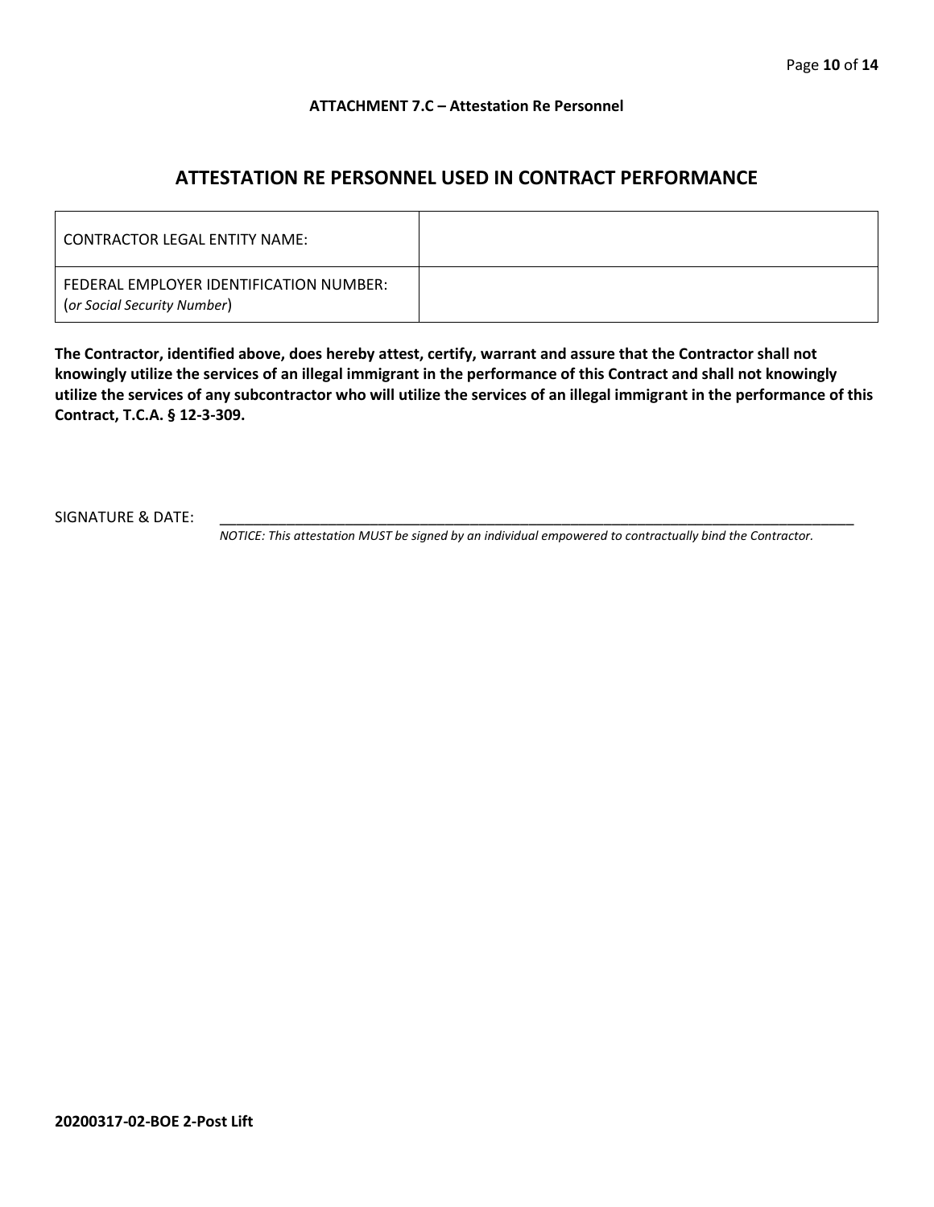**ATTACHMENT 7.C – Attestation Re Personnel**

## ATTESTATION RE PERSONNEL USED IN CONTRACT PERFORMANCE

| | |
|---|---|
| CONTRACTOR LEGAL ENTITY NAME: | |
| FEDERAL EMPLOYER IDENTIFICATION NUMBER: (*or Social Security Number*) | |

**The Contractor, identified above, does hereby attest, certify, warrant and assure that the Contractor shall not knowingly utilize the services of an illegal immigrant in the performance of this Contract and shall not knowingly utilize the services of any subcontractor who will utilize the services of an illegal immigrant in the performance of this Contract, T.C.A. § 12-3-309.**

SIGNATURE & DATE: ______________________________________________________________________________

*NOTICE: This attestation MUST be signed by an individual empowered to contractually bind the Contractor.*

**20200317-02-BOE 2-Post Lift**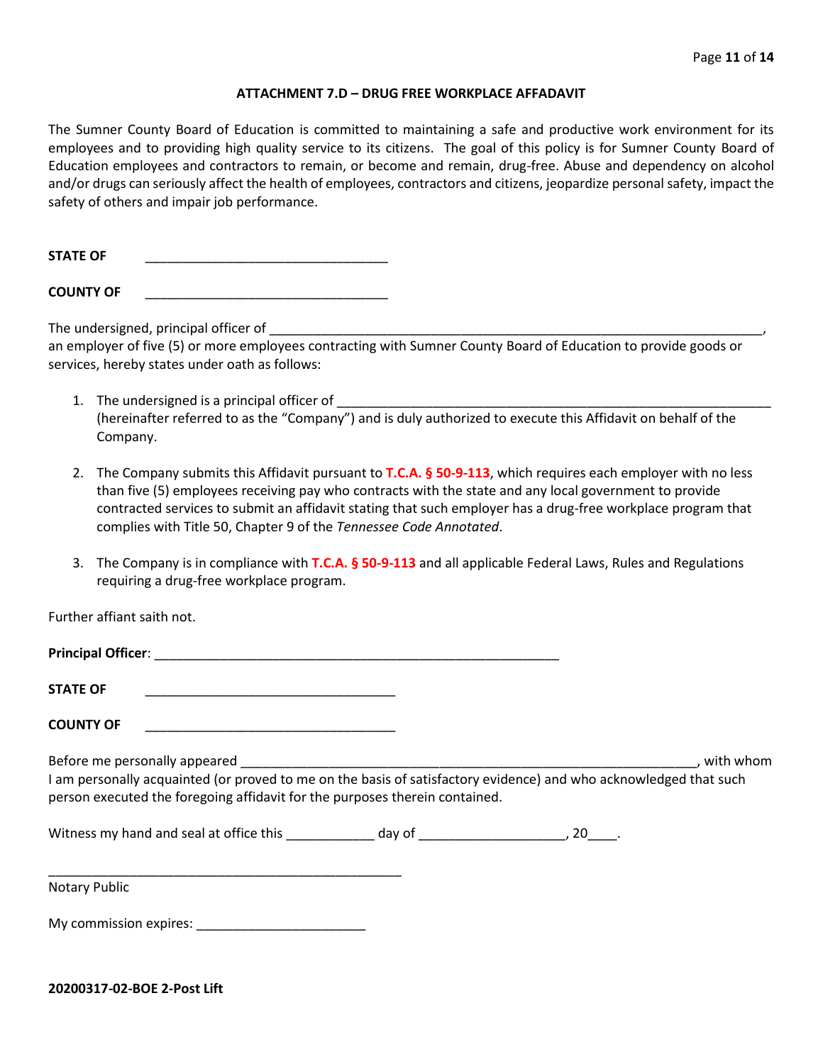### ATTACHMENT 7.D – DRUG FREE WORKPLACE AFFADAVIT

The Sumner County Board of Education is committed to maintaining a safe and productive work environment for its employees and to providing high quality service to its citizens. The goal of this policy is for Sumner County Board of Education employees and contractors to remain, or become and remain, drug-free. Abuse and dependency on alcohol and/or drugs can seriously affect the health of employees, contractors and citizens, jeopardize personal safety, impact the safety of others and impair job performance.

**STATE OF** ________________________________

**COUNTY OF** ________________________________

The undersigned, principal officer of ____________________________________________________________________,
an employer of five (5) or more employees contracting with Sumner County Board of Education to provide goods or services, hereby states under oath as follows:

1. The undersigned is a principal officer of _________________________________________________________ (hereinafter referred to as the "Company") and is duly authorized to execute this Affidavit on behalf of the Company.

2. The Company submits this Affidavit pursuant to **T.C.A. § 50-9-113**, which requires each employer with no less than five (5) employees receiving pay who contracts with the state and any local government to provide contracted services to submit an affidavit stating that such employer has a drug-free workplace program that complies with Title 50, Chapter 9 of the *Tennessee Code Annotated*.

3. The Company is in compliance with **T.C.A. § 50-9-113** and all applicable Federal Laws, Rules and Regulations requiring a drug-free workplace program.

Further affiant saith not.

**Principal Officer**: ______________________________________________________

**STATE OF** _________________________________

**COUNTY OF** _________________________________

Before me personally appeared ____________________________________________________________, with whom I am personally acquainted (or proved to me on the basis of satisfactory evidence) and who acknowledged that such person executed the foregoing affidavit for the purposes therein contained.

Witness my hand and seal at office this ___________ day of ___________________, 20____.

_______________________________________________
Notary Public

My commission expires: ______________________

**20200317-02-BOE 2-Post Lift**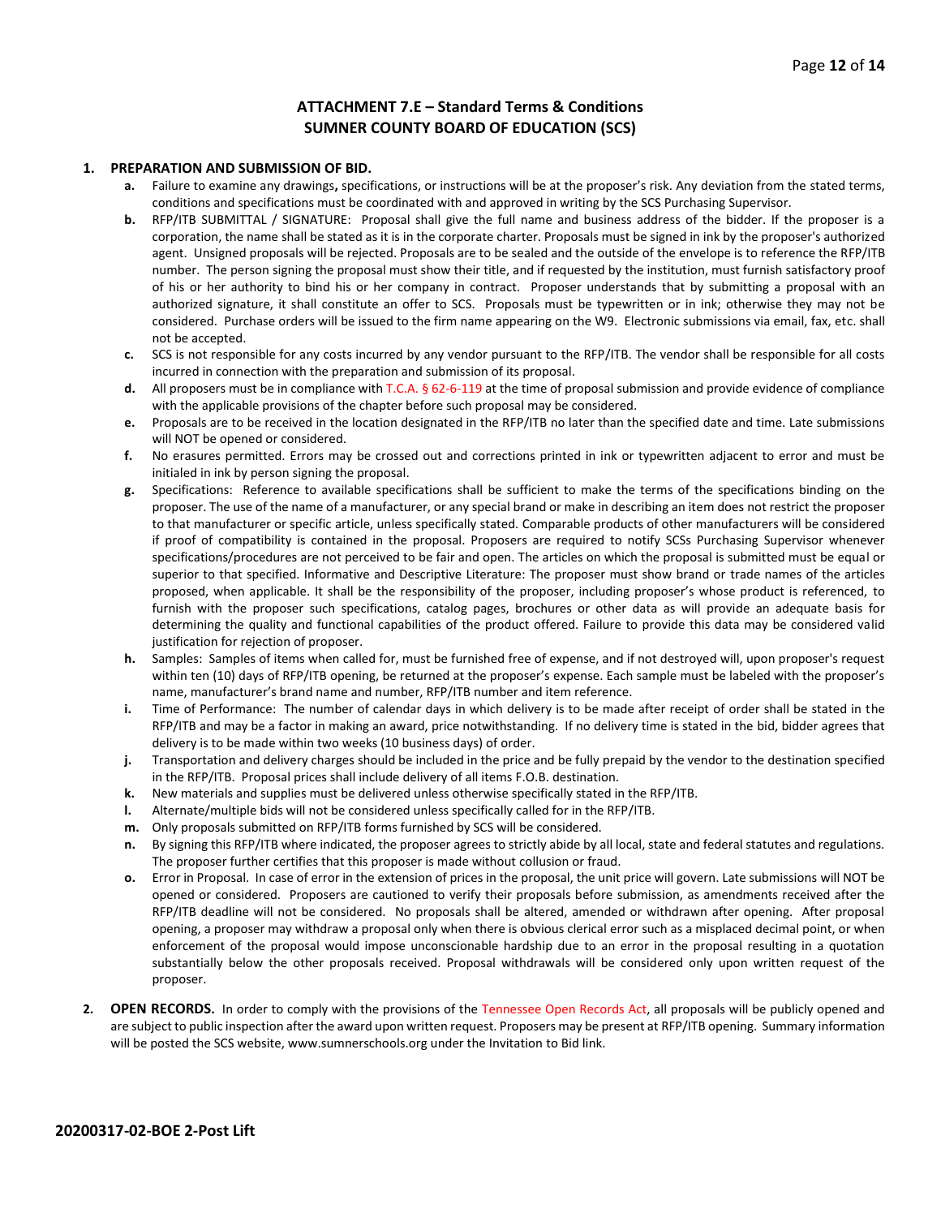## ATTACHMENT 7.E – Standard Terms & Conditions
## SUMNER COUNTY BOARD OF EDUCATION (SCS)

1. **PREPARATION AND SUBMISSION OF BID.**
   - **a.** Failure to examine any drawings**,** specifications, or instructions will be at the proposer's risk. Any deviation from the stated terms, conditions and specifications must be coordinated with and approved in writing by the SCS Purchasing Supervisor.
   - **b.** RFP/ITB SUBMITTAL / SIGNATURE: Proposal shall give the full name and business address of the bidder. If the proposer is a corporation, the name shall be stated as it is in the corporate charter. Proposals must be signed in ink by the proposer's authorized agent. Unsigned proposals will be rejected. Proposals are to be sealed and the outside of the envelope is to reference the RFP/ITB number. The person signing the proposal must show their title, and if requested by the institution, must furnish satisfactory proof of his or her authority to bind his or her company in contract. Proposer understands that by submitting a proposal with an authorized signature, it shall constitute an offer to SCS. Proposals must be typewritten or in ink; otherwise they may not be considered. Purchase orders will be issued to the firm name appearing on the W9. Electronic submissions via email, fax, etc. shall not be accepted.
   - **c.** SCS is not responsible for any costs incurred by any vendor pursuant to the RFP/ITB. The vendor shall be responsible for all costs incurred in connection with the preparation and submission of its proposal.
   - **d.** All proposers must be in compliance with T.C.A. § 62-6-119 at the time of proposal submission and provide evidence of compliance with the applicable provisions of the chapter before such proposal may be considered.
   - **e.** Proposals are to be received in the location designated in the RFP/ITB no later than the specified date and time. Late submissions will NOT be opened or considered.
   - **f.** No erasures permitted. Errors may be crossed out and corrections printed in ink or typewritten adjacent to error and must be initialed in ink by person signing the proposal.
   - **g.** Specifications: Reference to available specifications shall be sufficient to make the terms of the specifications binding on the proposer. The use of the name of a manufacturer, or any special brand or make in describing an item does not restrict the proposer to that manufacturer or specific article, unless specifically stated. Comparable products of other manufacturers will be considered if proof of compatibility is contained in the proposal. Proposers are required to notify SCSs Purchasing Supervisor whenever specifications/procedures are not perceived to be fair and open. The articles on which the proposal is submitted must be equal or superior to that specified. Informative and Descriptive Literature: The proposer must show brand or trade names of the articles proposed, when applicable. It shall be the responsibility of the proposer, including proposer's whose product is referenced, to furnish with the proposer such specifications, catalog pages, brochures or other data as will provide an adequate basis for determining the quality and functional capabilities of the product offered. Failure to provide this data may be considered valid justification for rejection of proposer.
   - **h.** Samples: Samples of items when called for, must be furnished free of expense, and if not destroyed will, upon proposer's request within ten (10) days of RFP/ITB opening, be returned at the proposer's expense. Each sample must be labeled with the proposer's name, manufacturer's brand name and number, RFP/ITB number and item reference.
   - **i.** Time of Performance: The number of calendar days in which delivery is to be made after receipt of order shall be stated in the RFP/ITB and may be a factor in making an award, price notwithstanding. If no delivery time is stated in the bid, bidder agrees that delivery is to be made within two weeks (10 business days) of order.
   - **j.** Transportation and delivery charges should be included in the price and be fully prepaid by the vendor to the destination specified in the RFP/ITB. Proposal prices shall include delivery of all items F.O.B. destination.
   - **k.** New materials and supplies must be delivered unless otherwise specifically stated in the RFP/ITB.
   - **l.** Alternate/multiple bids will not be considered unless specifically called for in the RFP/ITB.
   - **m.** Only proposals submitted on RFP/ITB forms furnished by SCS will be considered.
   - **n.** By signing this RFP/ITB where indicated, the proposer agrees to strictly abide by all local, state and federal statutes and regulations. The proposer further certifies that this proposer is made without collusion or fraud.
   - **o.** Error in Proposal. In case of error in the extension of prices in the proposal, the unit price will govern. Late submissions will NOT be opened or considered. Proposers are cautioned to verify their proposals before submission, as amendments received after the RFP/ITB deadline will not be considered. No proposals shall be altered, amended or withdrawn after opening. After proposal opening, a proposer may withdraw a proposal only when there is obvious clerical error such as a misplaced decimal point, or when enforcement of the proposal would impose unconscionable hardship due to an error in the proposal resulting in a quotation substantially below the other proposals received. Proposal withdrawals will be considered only upon written request of the proposer.

2. **OPEN RECORDS.** In order to comply with the provisions of the Tennessee Open Records Act, all proposals will be publicly opened and are subject to public inspection after the award upon written request. Proposers may be present at RFP/ITB opening. Summary information will be posted the SCS website, www.sumnerschools.org under the Invitation to Bid link.

**20200317-02-BOE 2-Post Lift**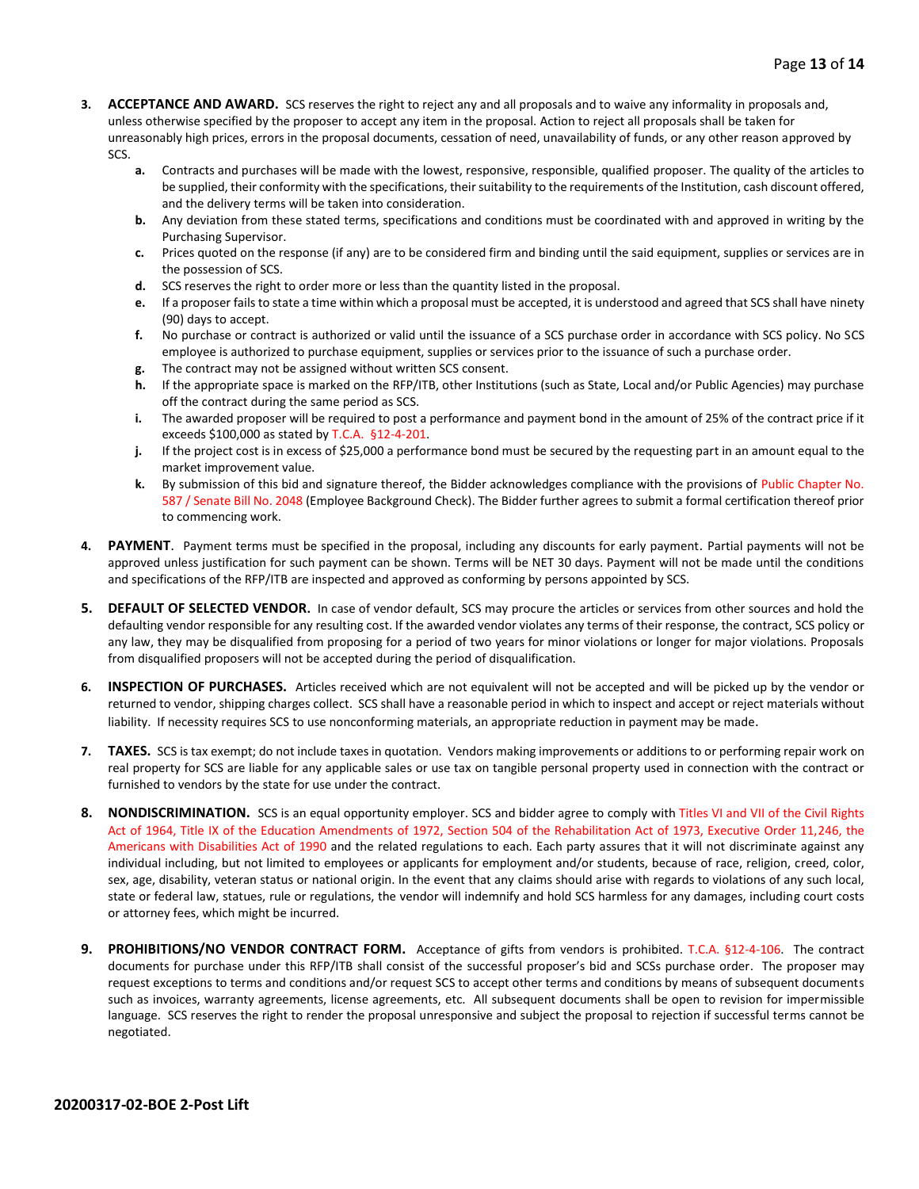3. **ACCEPTANCE AND AWARD.** SCS reserves the right to reject any and all proposals and to waive any informality in proposals and, unless otherwise specified by the proposer to accept any item in the proposal. Action to reject all proposals shall be taken for unreasonably high prices, errors in the proposal documents, cessation of need, unavailability of funds, or any other reason approved by SCS.
   - **a.** Contracts and purchases will be made with the lowest, responsive, responsible, qualified proposer. The quality of the articles to be supplied, their conformity with the specifications, their suitability to the requirements of the Institution, cash discount offered, and the delivery terms will be taken into consideration.
   - **b.** Any deviation from these stated terms, specifications and conditions must be coordinated with and approved in writing by the Purchasing Supervisor.
   - **c.** Prices quoted on the response (if any) are to be considered firm and binding until the said equipment, supplies or services are in the possession of SCS.
   - **d.** SCS reserves the right to order more or less than the quantity listed in the proposal.
   - **e.** If a proposer fails to state a time within which a proposal must be accepted, it is understood and agreed that SCS shall have ninety (90) days to accept.
   - **f.** No purchase or contract is authorized or valid until the issuance of a SCS purchase order in accordance with SCS policy. No SCS employee is authorized to purchase equipment, supplies or services prior to the issuance of such a purchase order.
   - **g.** The contract may not be assigned without written SCS consent.
   - **h.** If the appropriate space is marked on the RFP/ITB, other Institutions (such as State, Local and/or Public Agencies) may purchase off the contract during the same period as SCS.
   - **i.** The awarded proposer will be required to post a performance and payment bond in the amount of 25% of the contract price if it exceeds $100,000 as stated by T.C.A. §12-4-201.
   - **j.** If the project cost is in excess of $25,000 a performance bond must be secured by the requesting part in an amount equal to the market improvement value.
   - **k.** By submission of this bid and signature thereof, the Bidder acknowledges compliance with the provisions of Public Chapter No. 587 / Senate Bill No. 2048 (Employee Background Check). The Bidder further agrees to submit a formal certification thereof prior to commencing work.

4. **PAYMENT**. Payment terms must be specified in the proposal, including any discounts for early payment. Partial payments will not be approved unless justification for such payment can be shown. Terms will be NET 30 days. Payment will not be made until the conditions and specifications of the RFP/ITB are inspected and approved as conforming by persons appointed by SCS.

5. **DEFAULT OF SELECTED VENDOR.** In case of vendor default, SCS may procure the articles or services from other sources and hold the defaulting vendor responsible for any resulting cost. If the awarded vendor violates any terms of their response, the contract, SCS policy or any law, they may be disqualified from proposing for a period of two years for minor violations or longer for major violations. Proposals from disqualified proposers will not be accepted during the period of disqualification.

6. **INSPECTION OF PURCHASES.** Articles received which are not equivalent will not be accepted and will be picked up by the vendor or returned to vendor, shipping charges collect. SCS shall have a reasonable period in which to inspect and accept or reject materials without liability. If necessity requires SCS to use nonconforming materials, an appropriate reduction in payment may be made.

7. **TAXES.** SCS is tax exempt; do not include taxes in quotation. Vendors making improvements or additions to or performing repair work on real property for SCS are liable for any applicable sales or use tax on tangible personal property used in connection with the contract or furnished to vendors by the state for use under the contract.

8. **NONDISCRIMINATION.** SCS is an equal opportunity employer. SCS and bidder agree to comply with Titles VI and VII of the Civil Rights Act of 1964, Title IX of the Education Amendments of 1972, Section 504 of the Rehabilitation Act of 1973, Executive Order 11,246, the Americans with Disabilities Act of 1990 and the related regulations to each. Each party assures that it will not discriminate against any individual including, but not limited to employees or applicants for employment and/or students, because of race, religion, creed, color, sex, age, disability, veteran status or national origin. In the event that any claims should arise with regards to violations of any such local, state or federal law, statues, rule or regulations, the vendor will indemnify and hold SCS harmless for any damages, including court costs or attorney fees, which might be incurred.

9. **PROHIBITIONS/NO VENDOR CONTRACT FORM.** Acceptance of gifts from vendors is prohibited. T.C.A. §12-4-106. The contract documents for purchase under this RFP/ITB shall consist of the successful proposer's bid and SCSs purchase order. The proposer may request exceptions to terms and conditions and/or request SCS to accept other terms and conditions by means of subsequent documents such as invoices, warranty agreements, license agreements, etc. All subsequent documents shall be open to revision for impermissible language. SCS reserves the right to render the proposal unresponsive and subject the proposal to rejection if successful terms cannot be negotiated.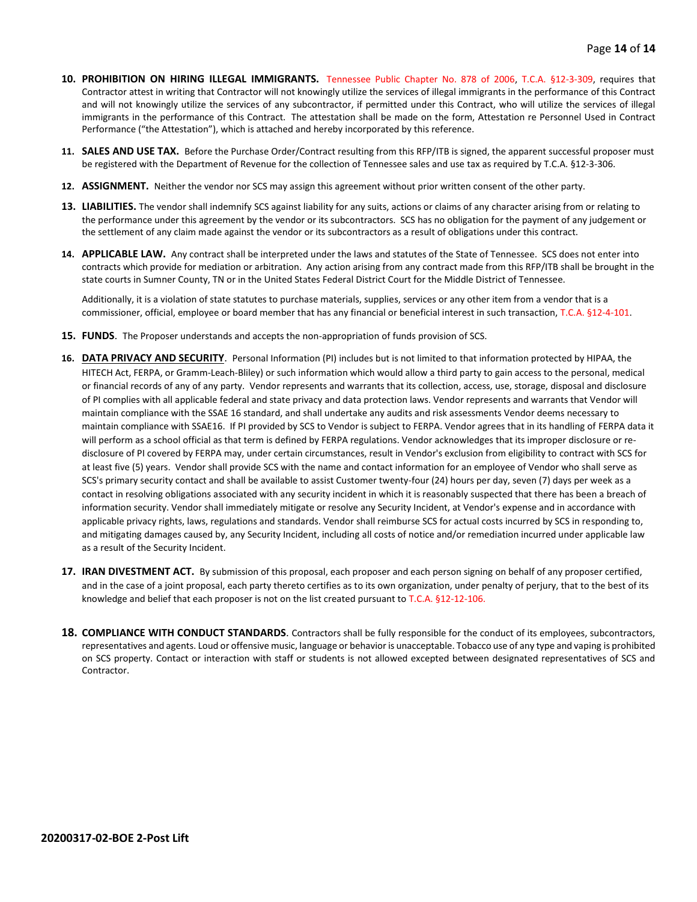10. **PROHIBITION ON HIRING ILLEGAL IMMIGRANTS.** Tennessee Public Chapter No. 878 of 2006, T.C.A. §12-3-309, requires that Contractor attest in writing that Contractor will not knowingly utilize the services of illegal immigrants in the performance of this Contract and will not knowingly utilize the services of any subcontractor, if permitted under this Contract, who will utilize the services of illegal immigrants in the performance of this Contract. The attestation shall be made on the form, Attestation re Personnel Used in Contract Performance ("the Attestation"), which is attached and hereby incorporated by this reference.

11. **SALES AND USE TAX.** Before the Purchase Order/Contract resulting from this RFP/ITB is signed, the apparent successful proposer must be registered with the Department of Revenue for the collection of Tennessee sales and use tax as required by T.C.A. §12-3-306.

12. **ASSIGNMENT.** Neither the vendor nor SCS may assign this agreement without prior written consent of the other party.

13. **LIABILITIES.** The vendor shall indemnify SCS against liability for any suits, actions or claims of any character arising from or relating to the performance under this agreement by the vendor or its subcontractors. SCS has no obligation for the payment of any judgement or the settlement of any claim made against the vendor or its subcontractors as a result of obligations under this contract.

14. **APPLICABLE LAW.** Any contract shall be interpreted under the laws and statutes of the State of Tennessee. SCS does not enter into contracts which provide for mediation or arbitration. Any action arising from any contract made from this RFP/ITB shall be brought in the state courts in Sumner County, TN or in the United States Federal District Court for the Middle District of Tennessee.

    Additionally, it is a violation of state statutes to purchase materials, supplies, services or any other item from a vendor that is a commissioner, official, employee or board member that has any financial or beneficial interest in such transaction, T.C.A. §12-4-101.

15. **FUNDS**. The Proposer understands and accepts the non-appropriation of funds provision of SCS.

16. **DATA PRIVACY AND SECURITY**. Personal Information (PI) includes but is not limited to that information protected by HIPAA, the HITECH Act, FERPA, or Gramm-Leach-Bliley) or such information which would allow a third party to gain access to the personal, medical or financial records of any of any party. Vendor represents and warrants that its collection, access, use, storage, disposal and disclosure of PI complies with all applicable federal and state privacy and data protection laws. Vendor represents and warrants that Vendor will maintain compliance with the SSAE 16 standard, and shall undertake any audits and risk assessments Vendor deems necessary to maintain compliance with SSAE16. If PI provided by SCS to Vendor is subject to FERPA. Vendor agrees that in its handling of FERPA data it will perform as a school official as that term is defined by FERPA regulations. Vendor acknowledges that its improper disclosure or re-disclosure of PI covered by FERPA may, under certain circumstances, result in Vendor's exclusion from eligibility to contract with SCS for at least five (5) years. Vendor shall provide SCS with the name and contact information for an employee of Vendor who shall serve as SCS's primary security contact and shall be available to assist Customer twenty-four (24) hours per day, seven (7) days per week as a contact in resolving obligations associated with any security incident in which it is reasonably suspected that there has been a breach of information security. Vendor shall immediately mitigate or resolve any Security Incident, at Vendor's expense and in accordance with applicable privacy rights, laws, regulations and standards. Vendor shall reimburse SCS for actual costs incurred by SCS in responding to, and mitigating damages caused by, any Security Incident, including all costs of notice and/or remediation incurred under applicable law as a result of the Security Incident.

17. **IRAN DIVESTMENT ACT.** By submission of this proposal, each proposer and each person signing on behalf of any proposer certified, and in the case of a joint proposal, each party thereto certifies as to its own organization, under penalty of perjury, that to the best of its knowledge and belief that each proposer is not on the list created pursuant to T.C.A. §12-12-106.

18. **COMPLIANCE WITH CONDUCT STANDARDS**. Contractors shall be fully responsible for the conduct of its employees, subcontractors, representatives and agents. Loud or offensive music, language or behavior is unacceptable. Tobacco use of any type and vaping is prohibited on SCS property. Contact or interaction with staff or students is not allowed excepted between designated representatives of SCS and Contractor.

**20200317-02-BOE 2-Post Lift**